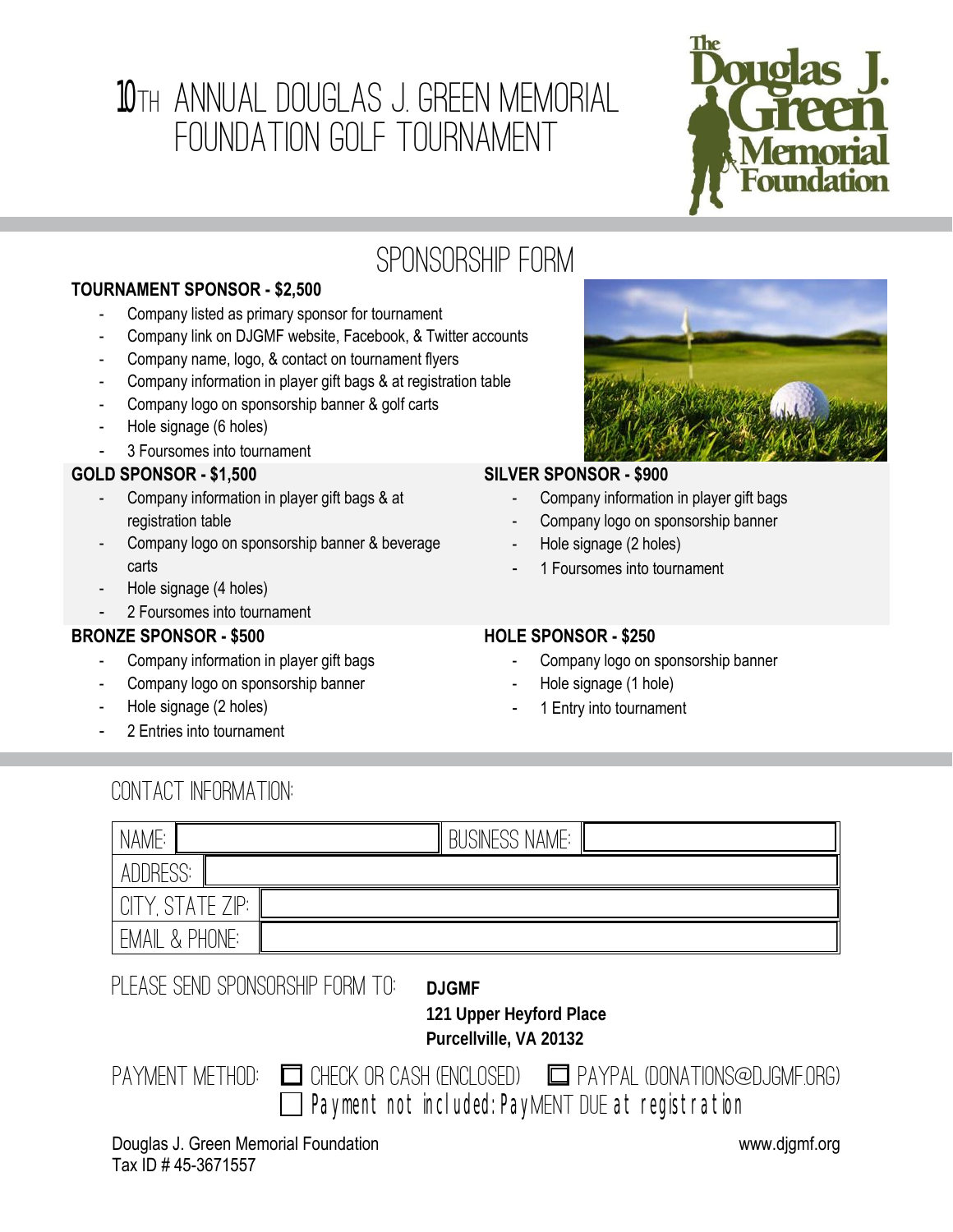# 10TH ANNUAL DOUGLAS J. GREEN MEMORIAL FOUNDATION GOLF TOURNAMENT

The Douglas J. Green Memorial Foundation

## SPONSORSHIP FORM

**TOURNAMENT SPONSOR - $2,500**

- Company listed as primary sponsor for tournament
- Company link on DJGMF website, Facebook, & Twitter accounts
- Company name, logo, & contact on tournament flyers
- Company information in player gift bags & at registration table
- Company logo on sponsorship banner & golf carts
- Hole signage (6 holes)
- 3 Foursomes into tournament

**GOLD SPONSOR - $1,500**

- Company information in player gift bags & at registration table
- Company logo on sponsorship banner & beverage carts
- Hole signage (4 holes)
- 2 Foursomes into tournament

**SILVER SPONSOR - $900**

- Company information in player gift bags
- Company logo on sponsorship banner
- Hole signage (2 holes)
- 1 Foursomes into tournament

**BRONZE SPONSOR - $500**

- Company information in player gift bags
- Company logo on sponsorship banner
- Hole signage (2 holes)
- 2 Entries into tournament

**HOLE SPONSOR - $250**

- Company logo on sponsorship banner
- Hole signage (1 hole)
- 1 Entry into tournament

## CONTACT INFORMATION:

| NAME: | | BUSINESS NAME: | |
|---|---|---|---|
| ADDRESS: | | | |
| CITY, STATE ZIP: | | | |
| EMAIL & PHONE: | | | |

PLEASE SEND SPONSORSHIP FORM TO:

**DJGMF**
**121 Upper Heyford Place**
**Purcellville, VA 20132**

PAYMENT METHOD: ☐ CHECK OR CASH (ENCLOSED) ☐ PAYPAL (DONATIONS@DJGMF.ORG)
☐ Payment not included: PayMENT DUE at registration

Douglas J. Green Memorial Foundation
Tax ID # 45-3671557

www.djgmf.org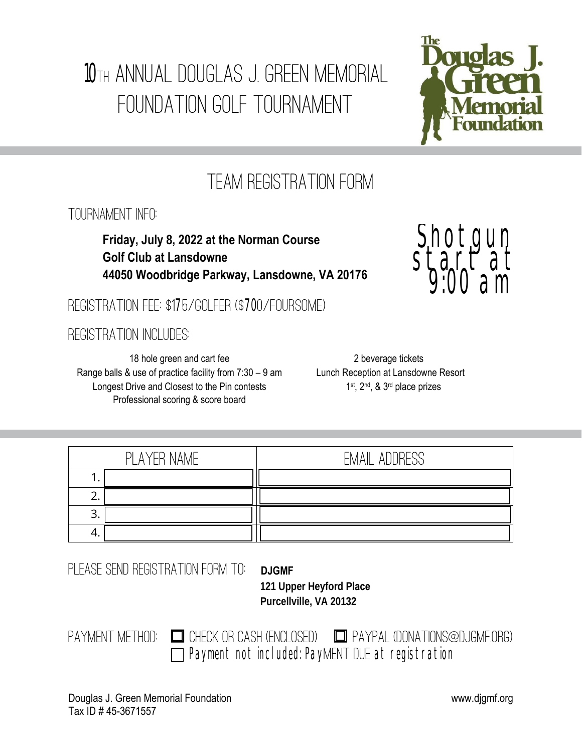# 10TH ANNUAL DOUGLAS J. GREEN MEMORIAL FOUNDATION GOLF TOURNAMENT

The Douglas J. Green Memorial Foundation

## TEAM REGISTRATION FORM

### TOURNAMENT INFO:

**Friday, July 8, 2022 at the Norman Course**
**Golf Club at Lansdowne**
**44050 Woodbridge Parkway, Lansdowne, VA 20176**

Shotgun start at 9:00 am

### REGISTRATION FEE: $175/GOLFER ($700/FOURSOME)

### REGISTRATION INCLUDES:

- 18 hole green and cart fee
- Range balls & use of practice facility from 7:30 – 9 am
- Longest Drive and Closest to the Pin contests
- Professional scoring & score board
- 2 beverage tickets
- Lunch Reception at Lansdowne Resort
- 1st, 2nd, & 3rd place prizes

| PLAYER NAME | EMAIL ADDRESS |
|---|---|
| 1. | |
| 2. | |
| 3. | |
| 4. | |

PLEASE SEND REGISTRATION FORM TO: **DJGMF**
**121 Upper Heyford Place**
**Purcellville, VA 20132**

PAYMENT METHOD: ☐ CHECK OR CASH (ENCLOSED) ☐ PAYPAL (DONATIONS@DJGMF.ORG)
☐ Payment not included: PayMENT DUE at registration

Douglas J. Green Memorial Foundation
Tax ID # 45-3671557

www.djgmf.org